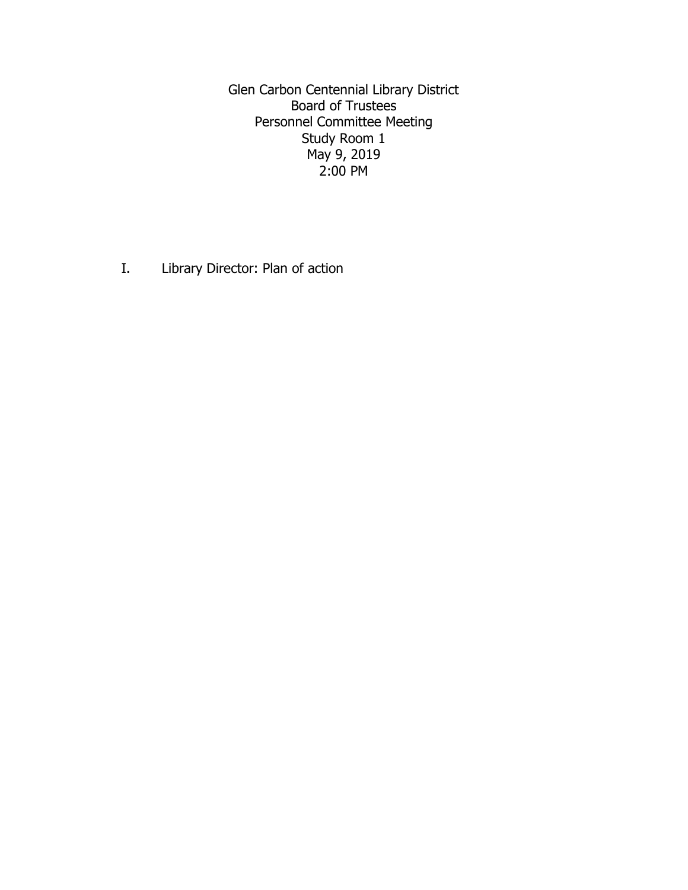Glen Carbon Centennial Library District
Board of Trustees
Personnel Committee Meeting
Study Room 1
May 9, 2019
2:00 PM

I. Library Director: Plan of action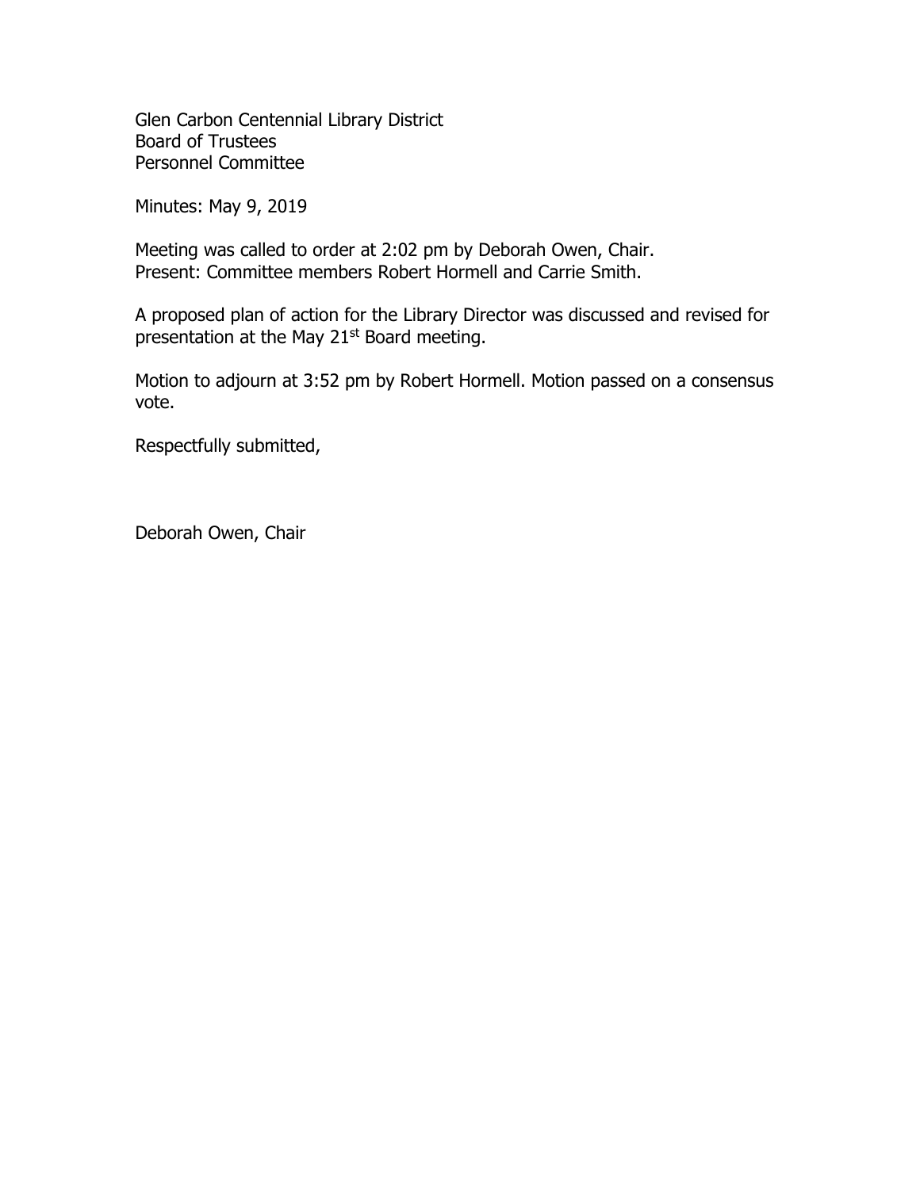Glen Carbon Centennial Library District
Board of Trustees
Personnel Committee

Minutes: May 9, 2019

Meeting was called to order at 2:02 pm by Deborah Owen, Chair.
Present: Committee members Robert Hormell and Carrie Smith.

A proposed plan of action for the Library Director was discussed and revised for presentation at the May 21st Board meeting.

Motion to adjourn at 3:52 pm by Robert Hormell. Motion passed on a consensus vote.

Respectfully submitted,

Deborah Owen, Chair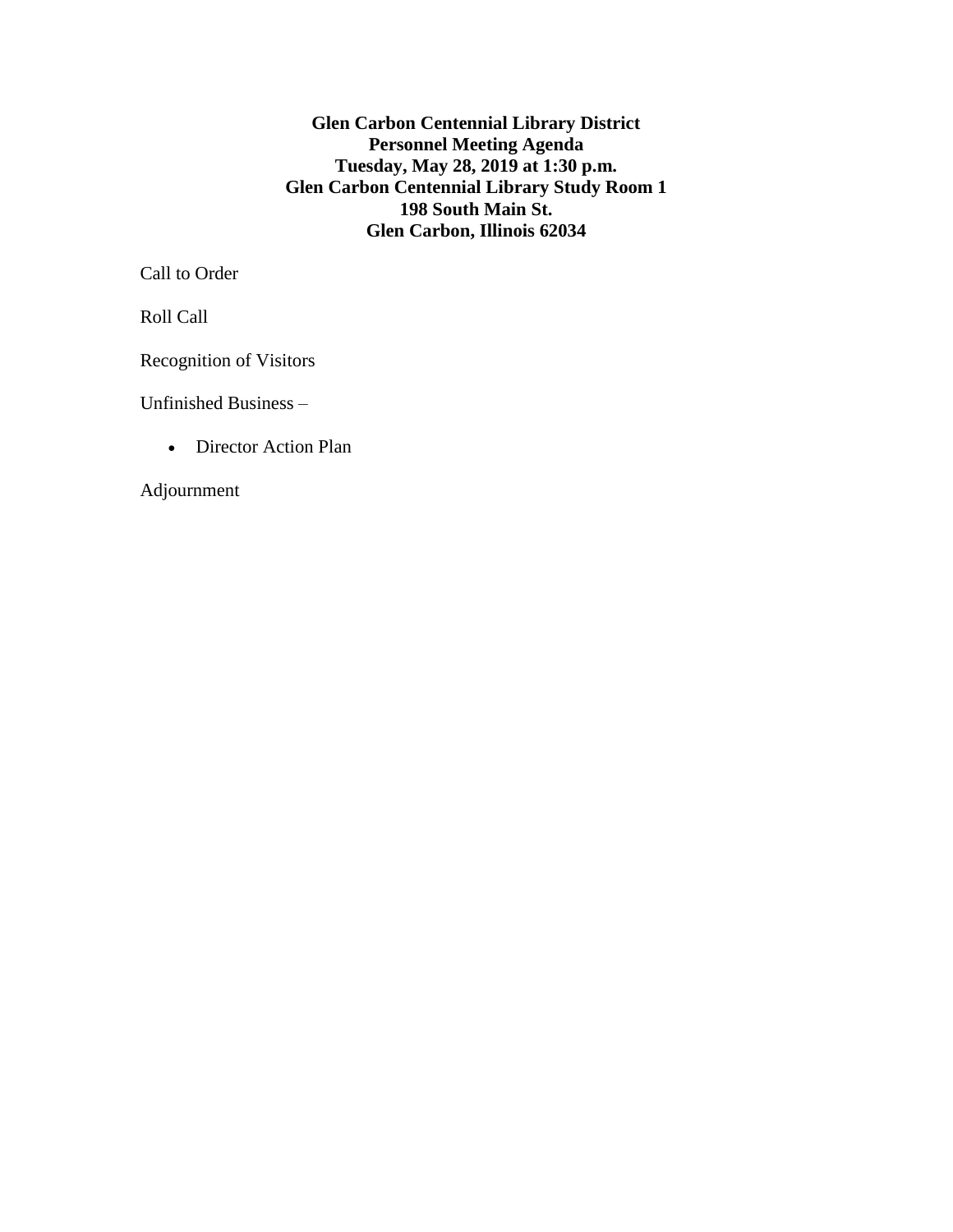**Glen Carbon Centennial Library District**
**Personnel Meeting Agenda**
**Tuesday, May 28, 2019 at 1:30 p.m.**
**Glen Carbon Centennial Library Study Room 1**
**198 South Main St.**
**Glen Carbon, Illinois 62034**

Call to Order

Roll Call

Recognition of Visitors

Unfinished Business –

- Director Action Plan

Adjournment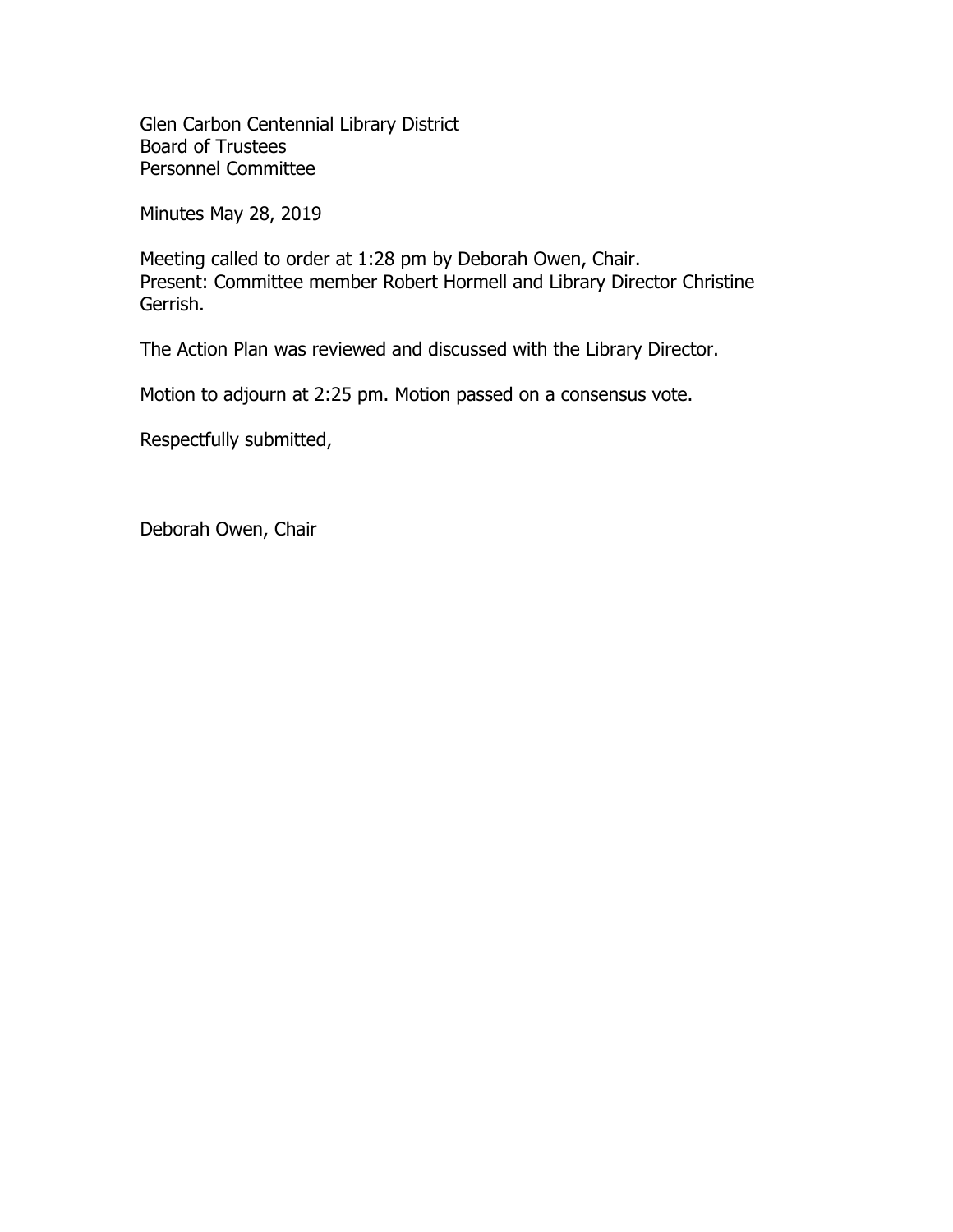Glen Carbon Centennial Library District
Board of Trustees
Personnel Committee

Minutes May 28, 2019

Meeting called to order at 1:28 pm by Deborah Owen, Chair.
Present: Committee member Robert Hormell and Library Director Christine Gerrish.

The Action Plan was reviewed and discussed with the Library Director.

Motion to adjourn at 2:25 pm. Motion passed on a consensus vote.

Respectfully submitted,

Deborah Owen, Chair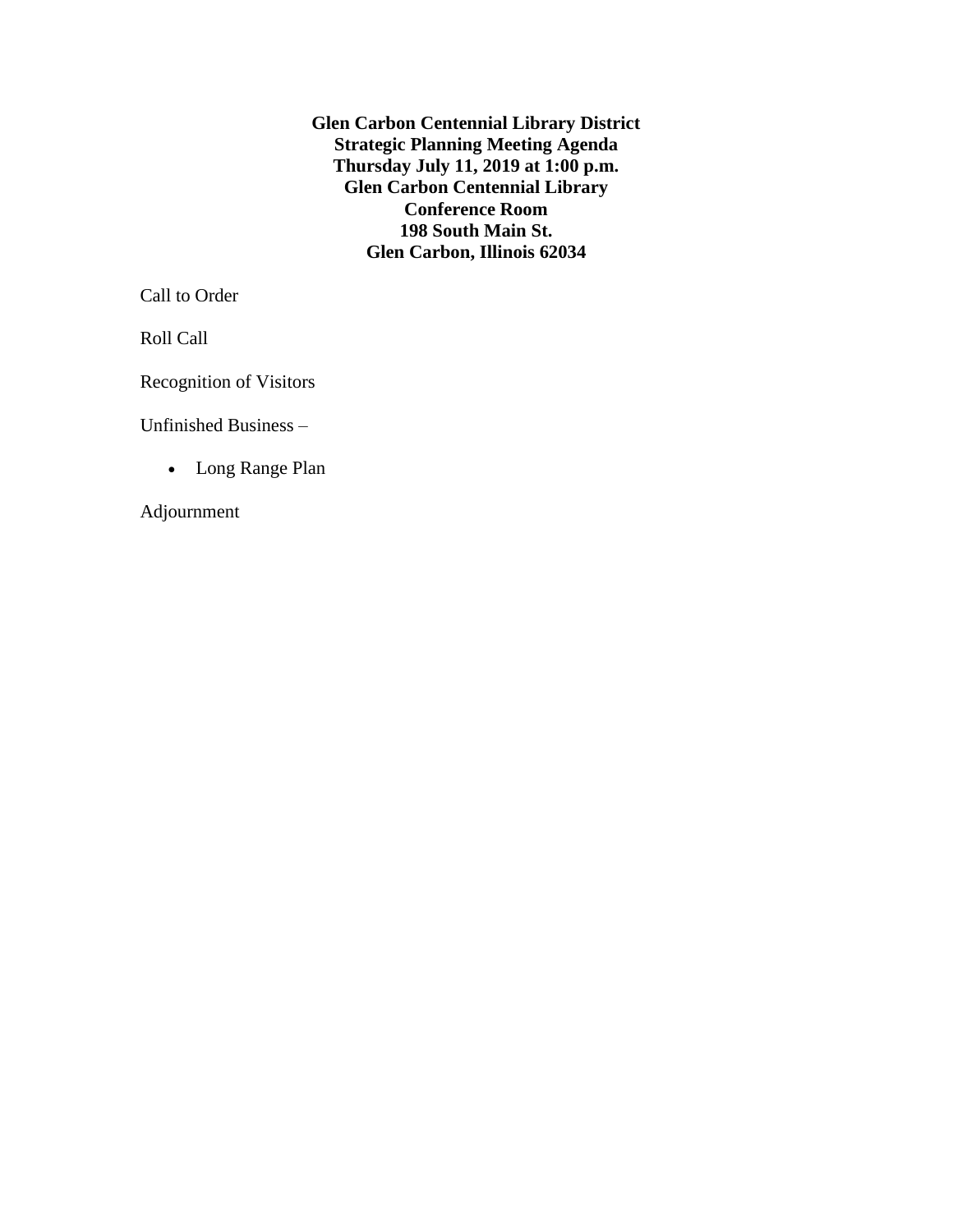**Glen Carbon Centennial Library District**
**Strategic Planning Meeting Agenda**
**Thursday July 11, 2019 at 1:00 p.m.**
**Glen Carbon Centennial Library**
**Conference Room**
**198 South Main St.**
**Glen Carbon, Illinois 62034**

Call to Order

Roll Call

Recognition of Visitors

Unfinished Business –

- Long Range Plan

Adjournment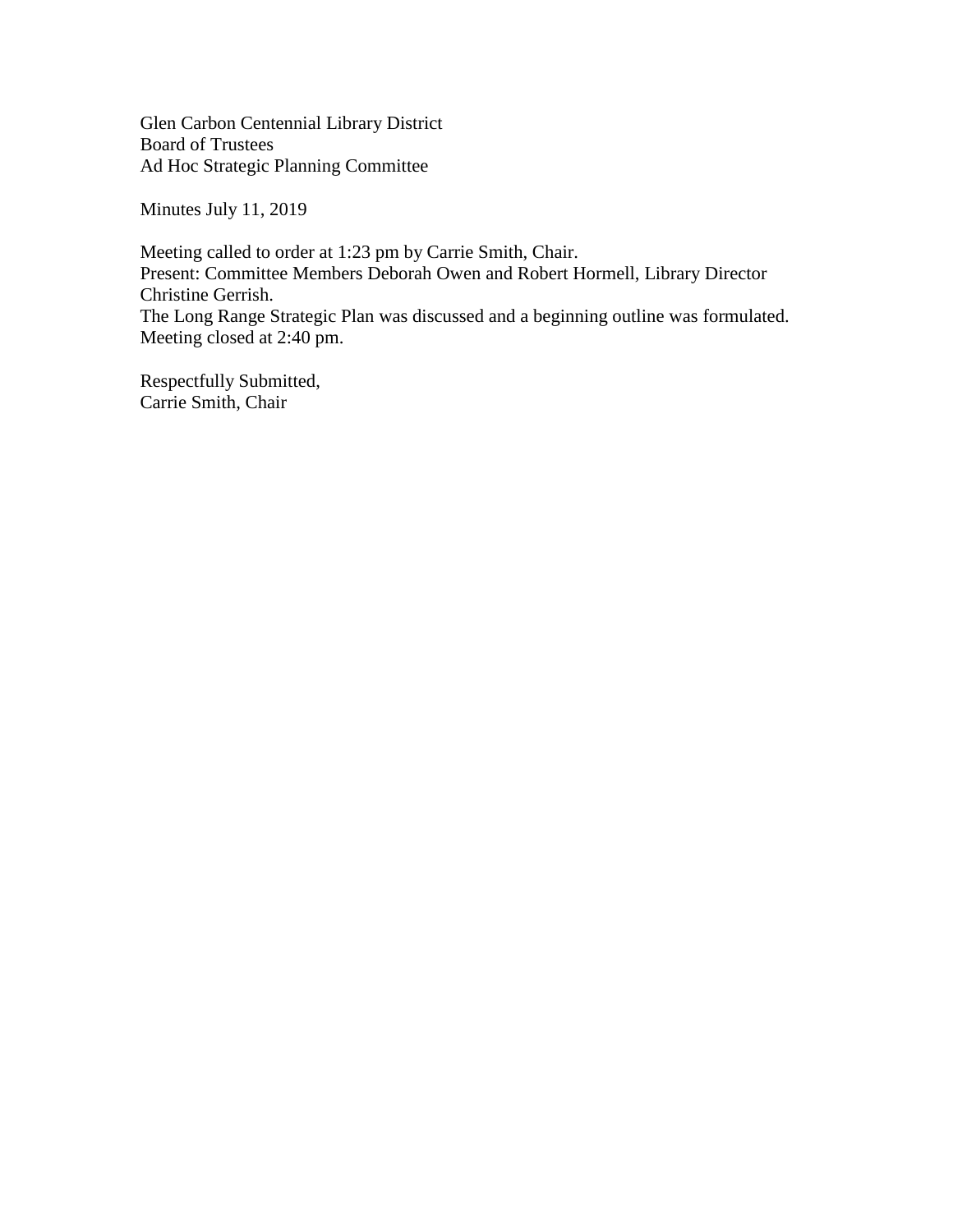Glen Carbon Centennial Library District
Board of Trustees
Ad Hoc Strategic Planning Committee

Minutes July 11, 2019

Meeting called to order at 1:23 pm by Carrie Smith, Chair.
Present: Committee Members Deborah Owen and Robert Hormell, Library Director Christine Gerrish.
The Long Range Strategic Plan was discussed and a beginning outline was formulated.
Meeting closed at 2:40 pm.

Respectfully Submitted,
Carrie Smith, Chair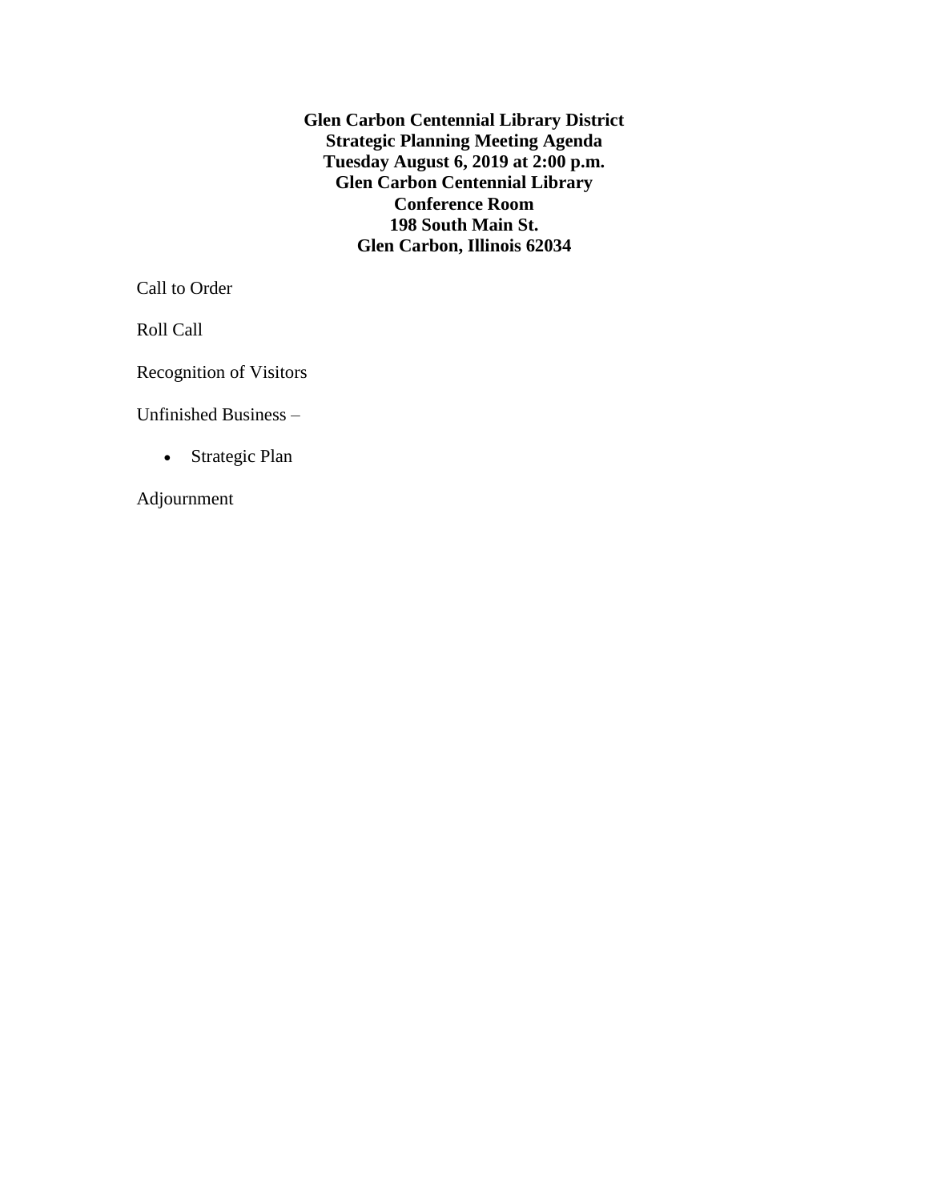**Glen Carbon Centennial Library District**
**Strategic Planning Meeting Agenda**
**Tuesday August 6, 2019 at 2:00 p.m.**
**Glen Carbon Centennial Library**
**Conference Room**
**198 South Main St.**
**Glen Carbon, Illinois 62034**

Call to Order

Roll Call

Recognition of Visitors

Unfinished Business –

- Strategic Plan

Adjournment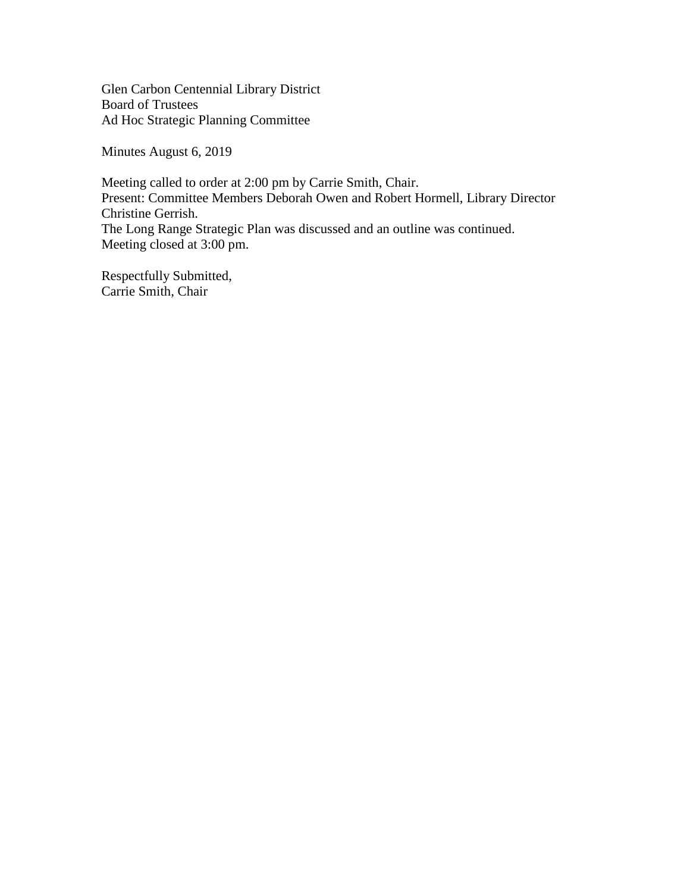Glen Carbon Centennial Library District
Board of Trustees
Ad Hoc Strategic Planning Committee

Minutes August 6, 2019

Meeting called to order at 2:00 pm by Carrie Smith, Chair.
Present: Committee Members Deborah Owen and Robert Hormell, Library Director Christine Gerrish.
The Long Range Strategic Plan was discussed and an outline was continued.
Meeting closed at 3:00 pm.

Respectfully Submitted,
Carrie Smith, Chair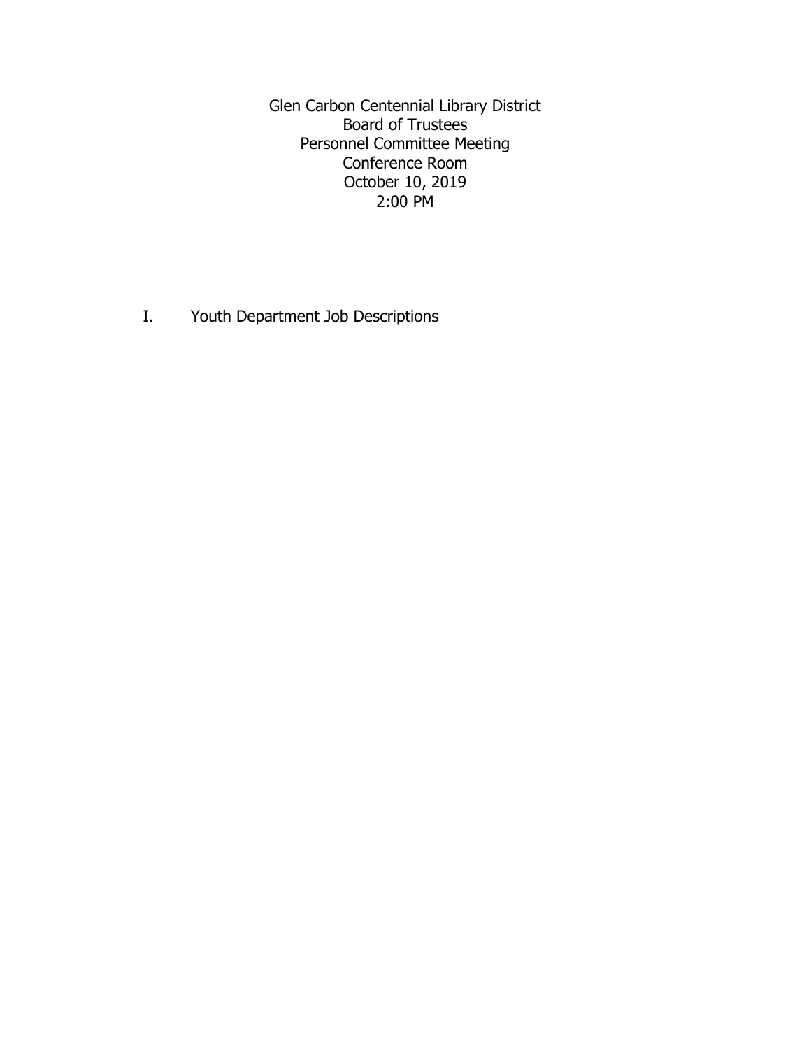Glen Carbon Centennial Library District
Board of Trustees
Personnel Committee Meeting
Conference Room
October 10, 2019
2:00 PM

I. Youth Department Job Descriptions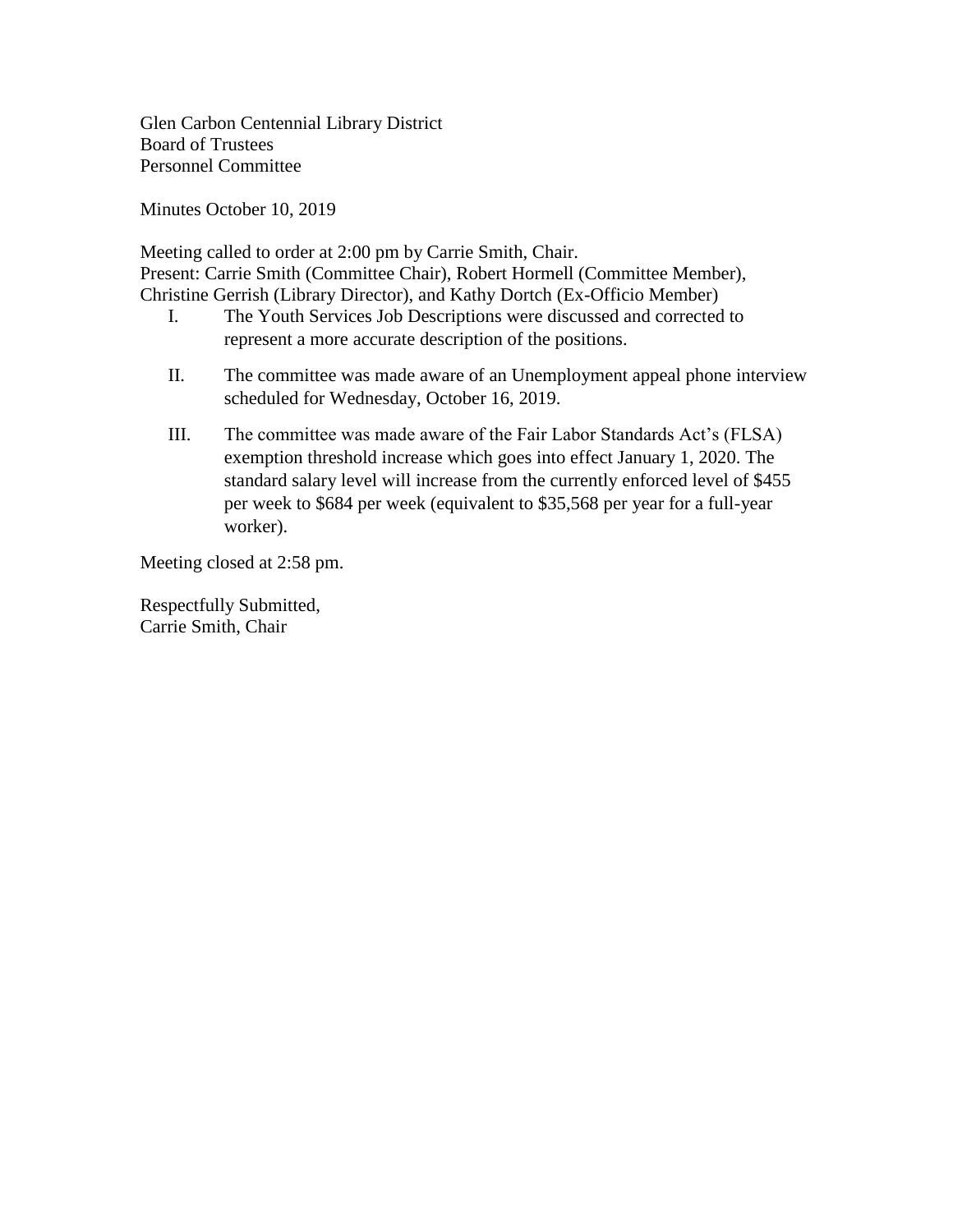Glen Carbon Centennial Library District
Board of Trustees
Personnel Committee

Minutes October 10, 2019

Meeting called to order at 2:00 pm by Carrie Smith, Chair.
Present: Carrie Smith (Committee Chair), Robert Hormell (Committee Member), Christine Gerrish (Library Director), and Kathy Dortch (Ex-Officio Member)

I. The Youth Services Job Descriptions were discussed and corrected to represent a more accurate description of the positions.

II. The committee was made aware of an Unemployment appeal phone interview scheduled for Wednesday, October 16, 2019.

III. The committee was made aware of the Fair Labor Standards Act's (FLSA) exemption threshold increase which goes into effect January 1, 2020. The standard salary level will increase from the currently enforced level of $455 per week to $684 per week (equivalent to $35,568 per year for a full-year worker).

Meeting closed at 2:58 pm.

Respectfully Submitted,
Carrie Smith, Chair